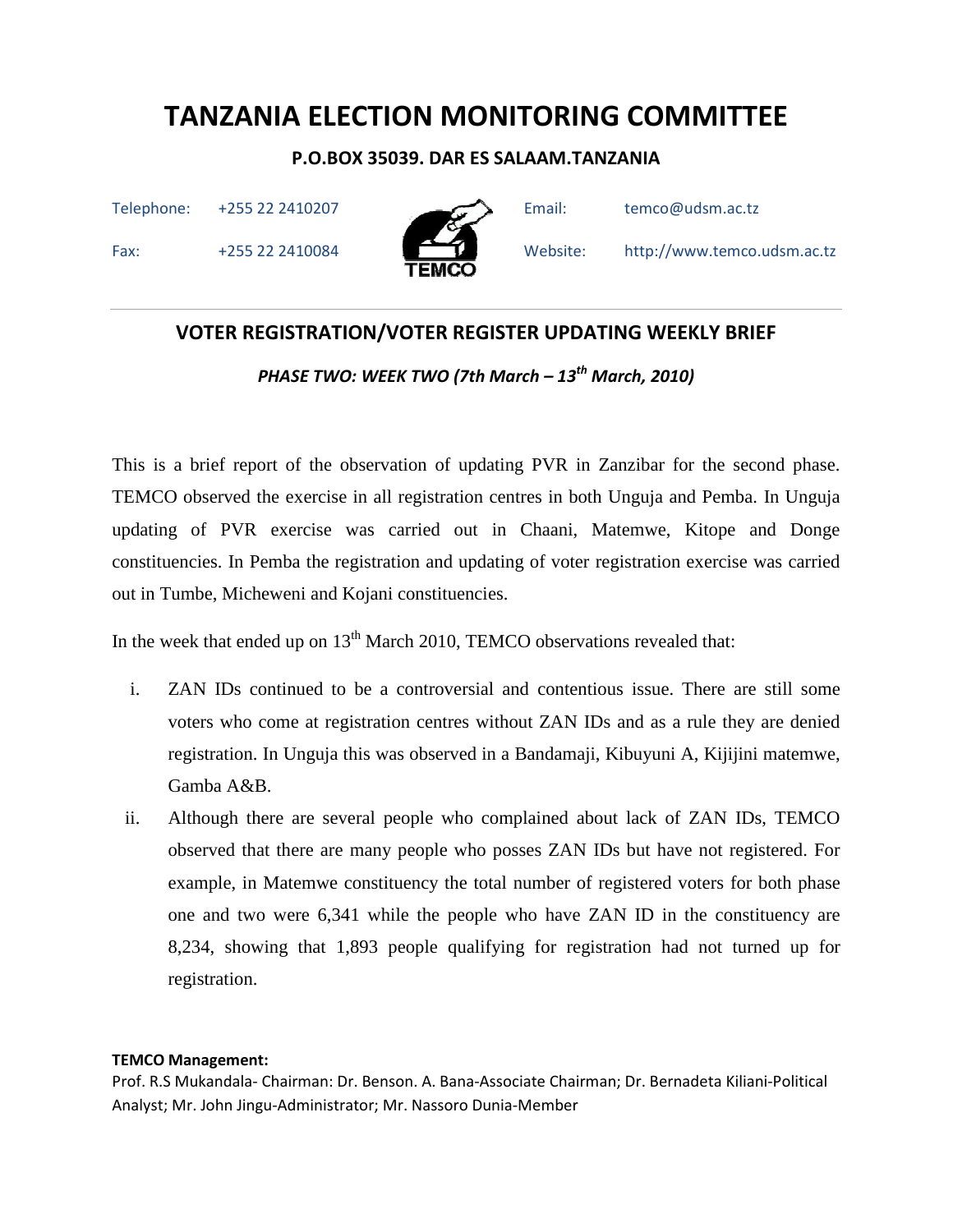# TANZANIA ELECTION MONITORING COMMITTEE

**P.O.BOX 35039. DAR ES SALAAM.TANZANIA**

Telephone: +255 22 2410207 | Email: temco@udsm.ac.tz

Fax: +255 22 2410084 | Website: http://www.temco.udsm.ac.tz

TEMCO

---

## VOTER REGISTRATION/VOTER REGISTER UPDATING WEEKLY BRIEF

***PHASE TWO: WEEK TWO (7th March – 13th March, 2010)***

This is a brief report of the observation of updating PVR in Zanzibar for the second phase. TEMCO observed the exercise in all registration centres in both Unguja and Pemba. In Unguja updating of PVR exercise was carried out in Chaani, Matemwe, Kitope and Donge constituencies. In Pemba the registration and updating of voter registration exercise was carried out in Tumbe, Micheweni and Kojani constituencies.

In the week that ended up on 13th March 2010, TEMCO observations revealed that:

i. ZAN IDs continued to be a controversial and contentious issue. There are still some voters who come at registration centres without ZAN IDs and as a rule they are denied registration. In Unguja this was observed in a Bandamaji, Kibuyuni A, Kijijini matemwe, Gamba A&B.

ii. Although there are several people who complained about lack of ZAN IDs, TEMCO observed that there are many people who posses ZAN IDs but have not registered. For example, in Matemwe constituency the total number of registered voters for both phase one and two were 6,341 while the people who have ZAN ID in the constituency are 8,234, showing that 1,893 people qualifying for registration had not turned up for registration.

**TEMCO Management:**
Prof. R.S Mukandala- Chairman: Dr. Benson. A. Bana-Associate Chairman; Dr. Bernadeta Kiliani-Political Analyst; Mr. John Jingu-Administrator; Mr. Nassoro Dunia-Member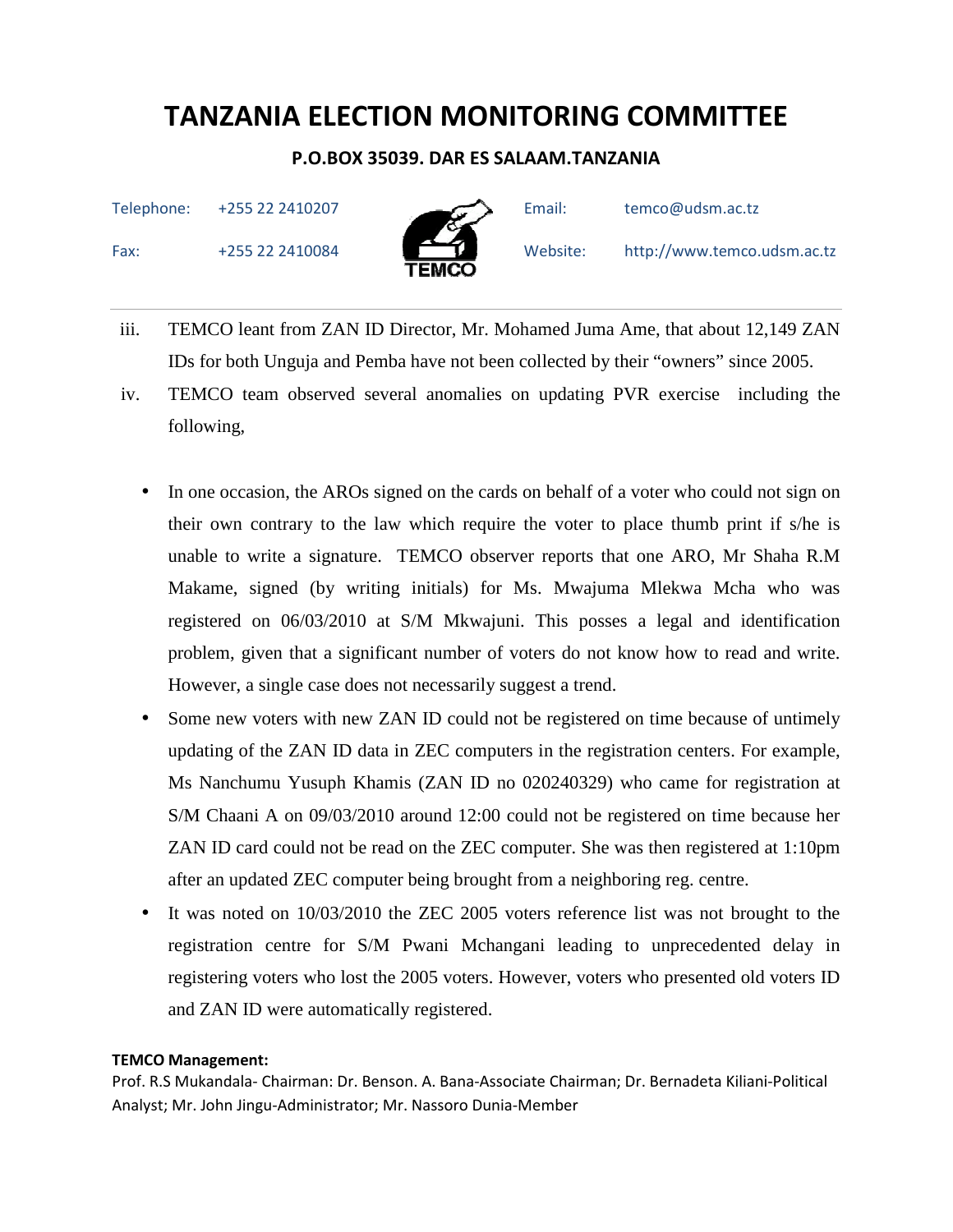iii. TEMCO leant from ZAN ID Director, Mr. Mohamed Juma Ame, that about 12,149 ZAN IDs for both Unguja and Pemba have not been collected by their "owners" since 2005.

iv. TEMCO team observed several anomalies on updating PVR exercise including the following,

- In one occasion, the AROs signed on the cards on behalf of a voter who could not sign on their own contrary to the law which require the voter to place thumb print if s/he is unable to write a signature. TEMCO observer reports that one ARO, Mr Shaha R.M Makame, signed (by writing initials) for Ms. Mwajuma Mlekwa Mcha who was registered on 06/03/2010 at S/M Mkwajuni. This posses a legal and identification problem, given that a significant number of voters do not know how to read and write. However, a single case does not necessarily suggest a trend.
- Some new voters with new ZAN ID could not be registered on time because of untimely updating of the ZAN ID data in ZEC computers in the registration centers. For example, Ms Nanchumu Yusuph Khamis (ZAN ID no 020240329) who came for registration at S/M Chaani A on 09/03/2010 around 12:00 could not be registered on time because her ZAN ID card could not be read on the ZEC computer. She was then registered at 1:10pm after an updated ZEC computer being brought from a neighboring reg. centre.
- It was noted on 10/03/2010 the ZEC 2005 voters reference list was not brought to the registration centre for S/M Pwani Mchangani leading to unprecedented delay in registering voters who lost the 2005 voters. However, voters who presented old voters ID and ZAN ID were automatically registered.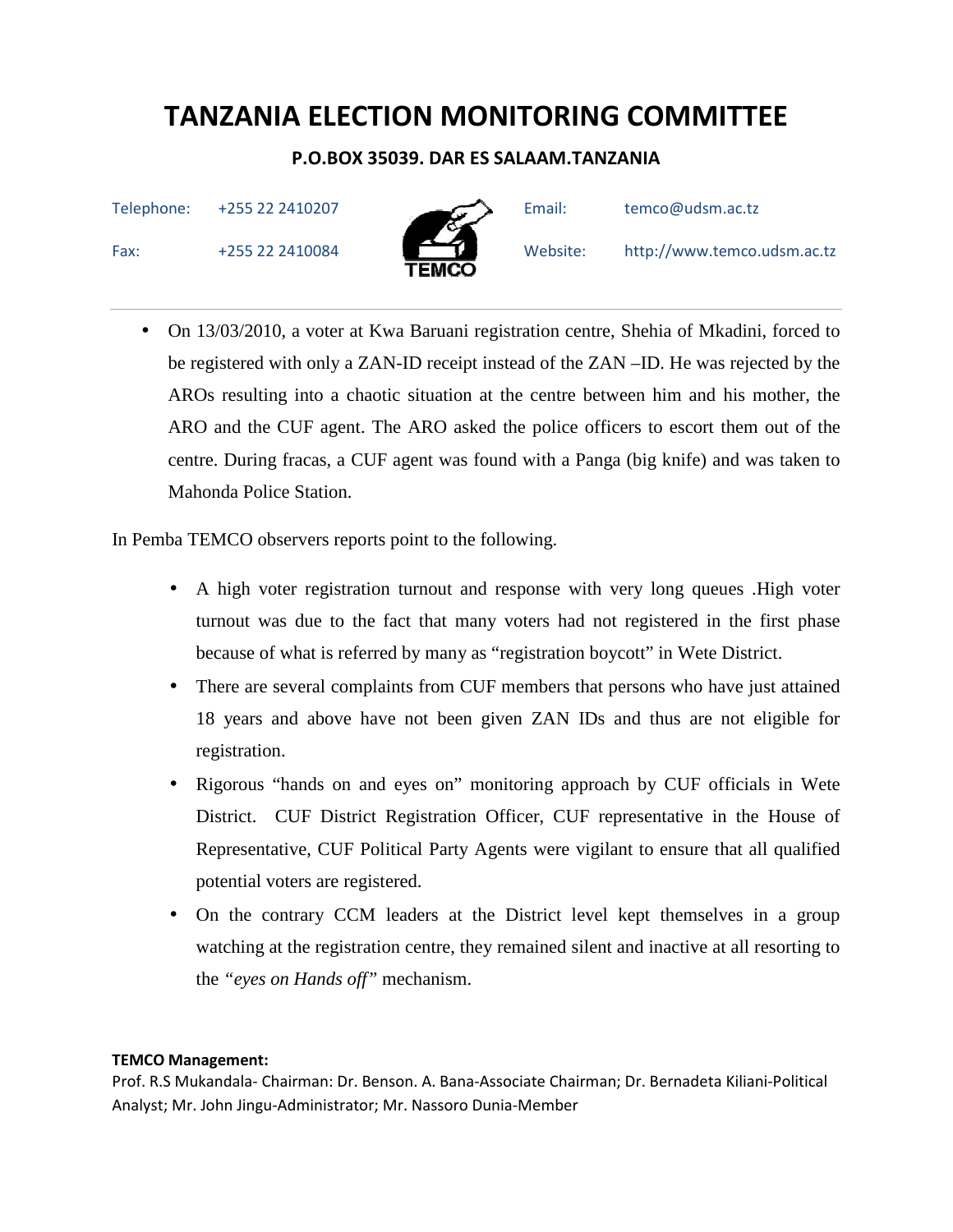- On 13/03/2010, a voter at Kwa Baruani registration centre, Shehia of Mkadini, forced to be registered with only a ZAN-ID receipt instead of the ZAN –ID. He was rejected by the AROs resulting into a chaotic situation at the centre between him and his mother, the ARO and the CUF agent. The ARO asked the police officers to escort them out of the centre. During fracas, a CUF agent was found with a Panga (big knife) and was taken to Mahonda Police Station.

In Pemba TEMCO observers reports point to the following.

- A high voter registration turnout and response with very long queues .High voter turnout was due to the fact that many voters had not registered in the first phase because of what is referred by many as "registration boycott" in Wete District.
- There are several complaints from CUF members that persons who have just attained 18 years and above have not been given ZAN IDs and thus are not eligible for registration.
- Rigorous "hands on and eyes on" monitoring approach by CUF officials in Wete District. CUF District Registration Officer, CUF representative in the House of Representative, CUF Political Party Agents were vigilant to ensure that all qualified potential voters are registered.
- On the contrary CCM leaders at the District level kept themselves in a group watching at the registration centre, they remained silent and inactive at all resorting to the *"eyes on Hands off"* mechanism.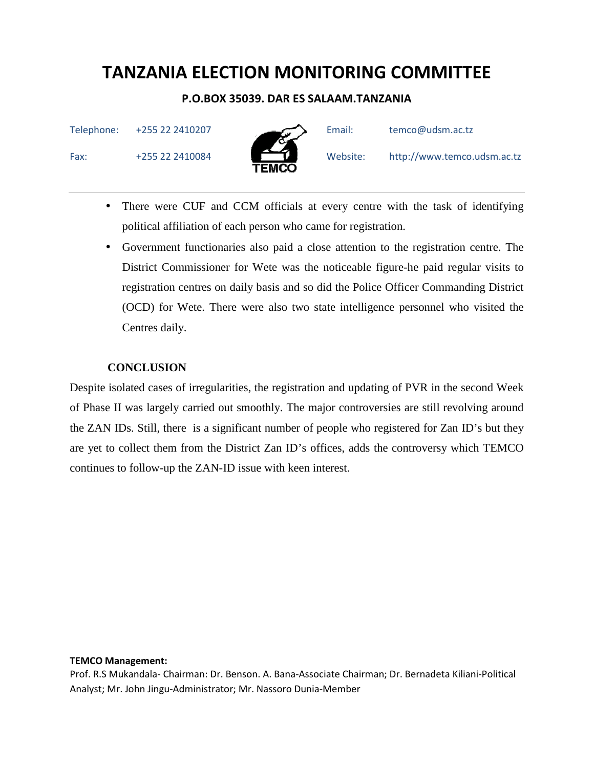- There were CUF and CCM officials at every centre with the task of identifying political affiliation of each person who came for registration.
- Government functionaries also paid a close attention to the registration centre. The District Commissioner for Wete was the noticeable figure-he paid regular visits to registration centres on daily basis and so did the Police Officer Commanding District (OCD) for Wete. There were also two state intelligence personnel who visited the Centres daily.

## CONCLUSION

Despite isolated cases of irregularities, the registration and updating of PVR in the second Week of Phase II was largely carried out smoothly. The major controversies are still revolving around the ZAN IDs. Still, there is a significant number of people who registered for Zan ID's but they are yet to collect them from the District Zan ID's offices, adds the controversy which TEMCO continues to follow-up the ZAN-ID issue with keen interest.